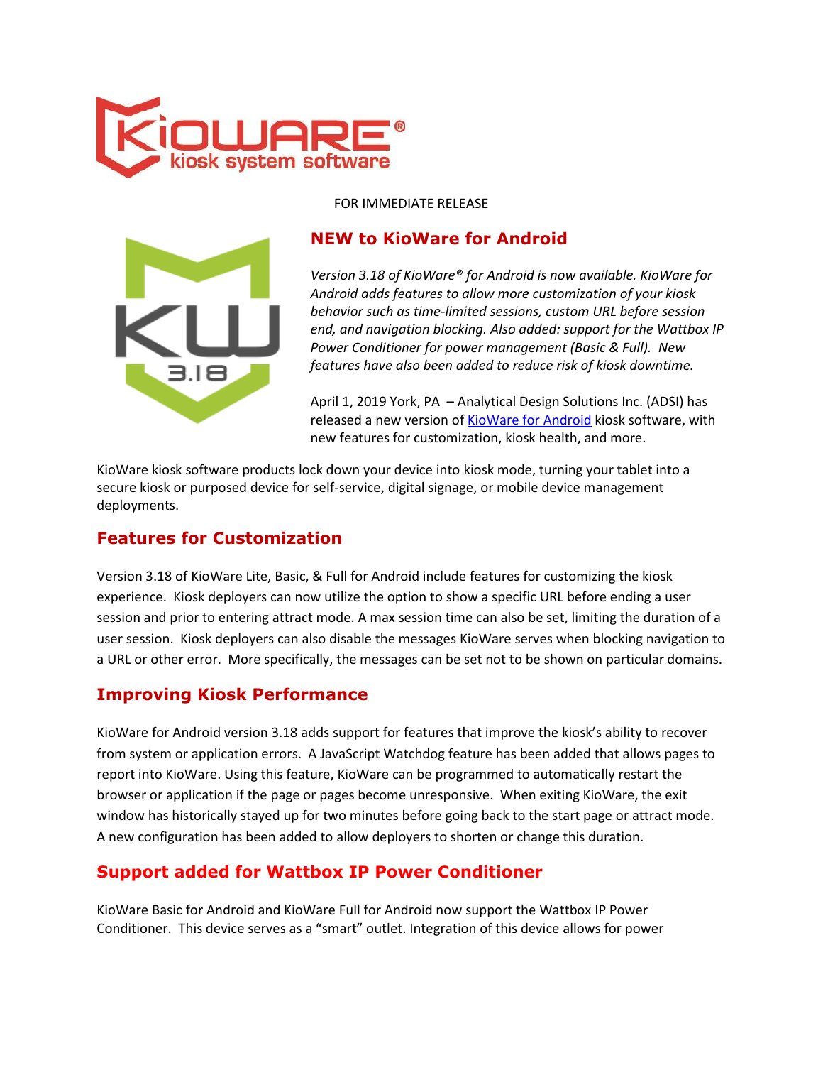FOR IMMEDIATE RELEASE

## NEW to KioWare for Android

*Version 3.18 of KioWare® for Android is now available. KioWare for Android adds features to allow more customization of your kiosk behavior such as time-limited sessions, custom URL before session end, and navigation blocking. Also added: support for the Wattbox IP Power Conditioner for power management (Basic & Full). New features have also been added to reduce risk of kiosk downtime.*

April 1, 2019 York, PA – Analytical Design Solutions Inc. (ADSI) has released a new version of [KioWare for Android]() kiosk software, with new features for customization, kiosk health, and more.

KioWare kiosk software products lock down your device into kiosk mode, turning your tablet into a secure kiosk or purposed device for self-service, digital signage, or mobile device management deployments.

## Features for Customization

Version 3.18 of KioWare Lite, Basic, & Full for Android include features for customizing the kiosk experience. Kiosk deployers can now utilize the option to show a specific URL before ending a user session and prior to entering attract mode. A max session time can also be set, limiting the duration of a user session. Kiosk deployers can also disable the messages KioWare serves when blocking navigation to a URL or other error. More specifically, the messages can be set not to be shown on particular domains.

## Improving Kiosk Performance

KioWare for Android version 3.18 adds support for features that improve the kiosk's ability to recover from system or application errors. A JavaScript Watchdog feature has been added that allows pages to report into KioWare. Using this feature, KioWare can be programmed to automatically restart the browser or application if the page or pages become unresponsive. When exiting KioWare, the exit window has historically stayed up for two minutes before going back to the start page or attract mode. A new configuration has been added to allow deployers to shorten or change this duration.

## Support added for Wattbox IP Power Conditioner

KioWare Basic for Android and KioWare Full for Android now support the Wattbox IP Power Conditioner. This device serves as a "smart" outlet. Integration of this device allows for power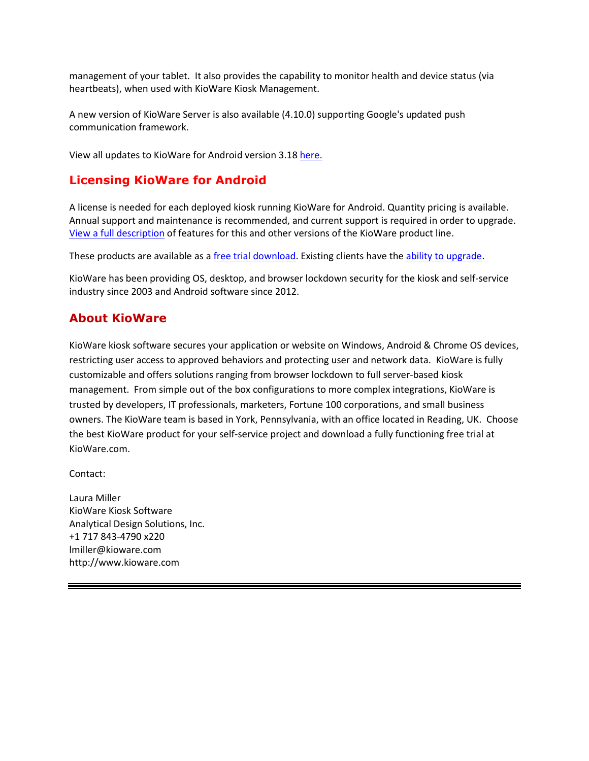management of your tablet. It also provides the capability to monitor health and device status (via heartbeats), when used with KioWare Kiosk Management.

A new version of KioWare Server is also available (4.10.0) supporting Google's updated push communication framework.

View all updates to KioWare for Android version 3.18 here.

## Licensing KioWare for Android

A license is needed for each deployed kiosk running KioWare for Android. Quantity pricing is available. Annual support and maintenance is recommended, and current support is required in order to upgrade. View a full description of features for this and other versions of the KioWare product line.

These products are available as a free trial download. Existing clients have the ability to upgrade.

KioWare has been providing OS, desktop, and browser lockdown security for the kiosk and self-service industry since 2003 and Android software since 2012.

## About KioWare

KioWare kiosk software secures your application or website on Windows, Android & Chrome OS devices, restricting user access to approved behaviors and protecting user and network data. KioWare is fully customizable and offers solutions ranging from browser lockdown to full server-based kiosk management. From simple out of the box configurations to more complex integrations, KioWare is trusted by developers, IT professionals, marketers, Fortune 100 corporations, and small business owners. The KioWare team is based in York, Pennsylvania, with an office located in Reading, UK. Choose the best KioWare product for your self-service project and download a fully functioning free trial at KioWare.com.

Contact:

Laura Miller
KioWare Kiosk Software
Analytical Design Solutions, Inc.
+1 717 843-4790 x220
lmiller@kioware.com
http://www.kioware.com